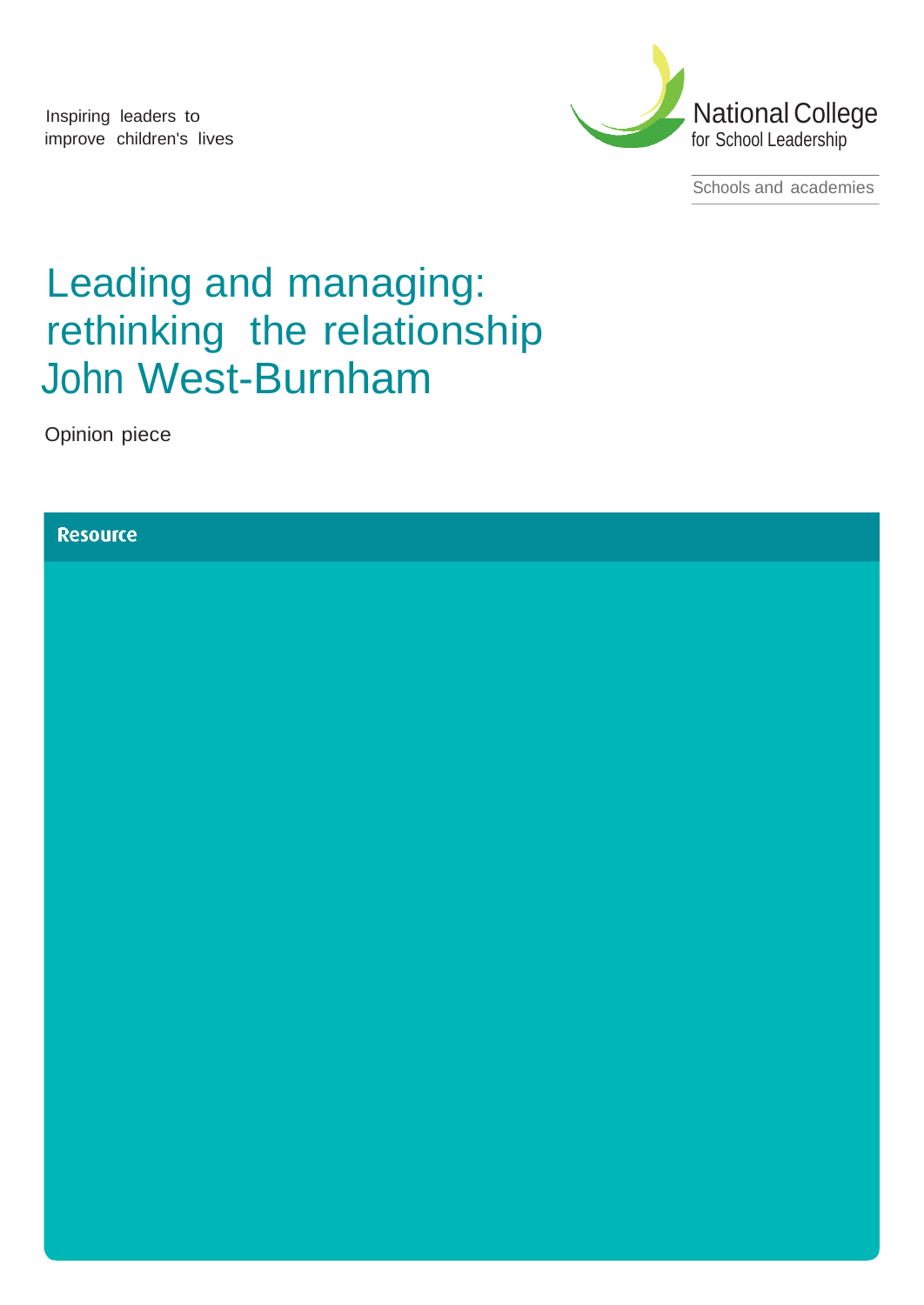Inspiring leaders to improve children's lives

National College for School Leadership

Schools and academies

# Leading and managing: rethinking the relationship

## John West-Burnham

Opinion piece

Resource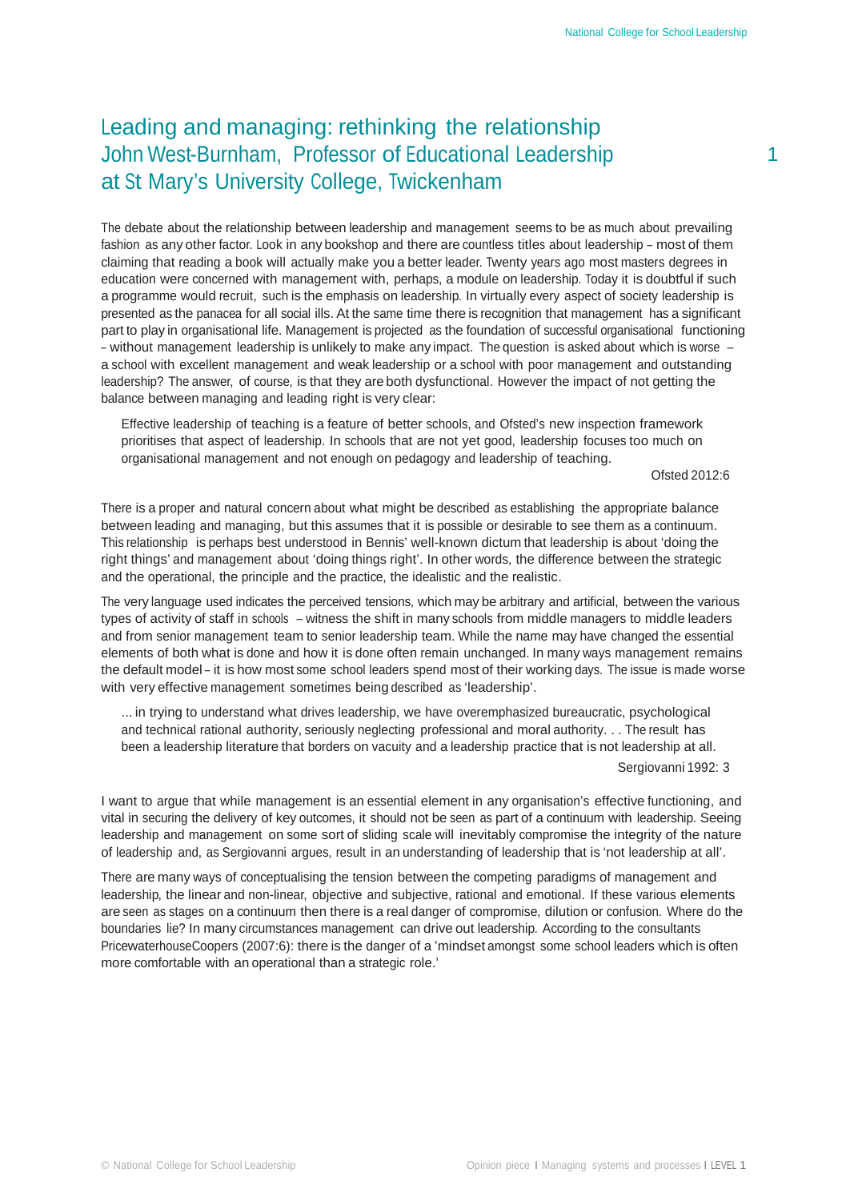# Leading and managing: rethinking the relationship

## John West-Burnham, Professor of Educational Leadership at St Mary's University College, Twickenham

The debate about the relationship between leadership and management seems to be as much about prevailing fashion as any other factor. Look in any bookshop and there are countless titles about leadership – most of them claiming that reading a book will actually make you a better leader. Twenty years ago most masters degrees in education were concerned with management with, perhaps, a module on leadership. Today it is doubtful if such a programme would recruit, such is the emphasis on leadership. In virtually every aspect of society leadership is presented as the panacea for all social ills. At the same time there is recognition that management has a significant part to play in organisational life. Management is projected as the foundation of successful organisational functioning – without management leadership is unlikely to make any impact. The question is asked about which is worse – a school with excellent management and weak leadership or a school with poor management and outstanding leadership? The answer, of course, is that they are both dysfunctional. However the impact of not getting the balance between managing and leading right is very clear:

> Effective leadership of teaching is a feature of better schools, and Ofsted's new inspection framework prioritises that aspect of leadership. In schools that are not yet good, leadership focuses too much on organisational management and not enough on pedagogy and leadership of teaching.
>
> Ofsted 2012:6

There is a proper and natural concern about what might be described as establishing the appropriate balance between leading and managing, but this assumes that it is possible or desirable to see them as a continuum. This relationship is perhaps best understood in Bennis' well-known dictum that leadership is about 'doing the right things' and management about 'doing things right'. In other words, the difference between the strategic and the operational, the principle and the practice, the idealistic and the realistic.

The very language used indicates the perceived tensions, which may be arbitrary and artificial, between the various types of activity of staff in schools – witness the shift in many schools from middle managers to middle leaders and from senior management team to senior leadership team. While the name may have changed the essential elements of both what is done and how it is done often remain unchanged. In many ways management remains the default model – it is how most some school leaders spend most of their working days. The issue is made worse with very effective management sometimes being described as 'leadership'.

> ... in trying to understand what drives leadership, we have overemphasized bureaucratic, psychological and technical rational authority, seriously neglecting professional and moral authority. . . The result has been a leadership literature that borders on vacuity and a leadership practice that is not leadership at all.
>
> Sergiovanni 1992: 3

I want to argue that while management is an essential element in any organisation's effective functioning, and vital in securing the delivery of key outcomes, it should not be seen as part of a continuum with leadership. Seeing leadership and management on some sort of sliding scale will inevitably compromise the integrity of the nature of leadership and, as Sergiovanni argues, result in an understanding of leadership that is 'not leadership at all'.

There are many ways of conceptualising the tension between the competing paradigms of management and leadership, the linear and non-linear, objective and subjective, rational and emotional. If these various elements are seen as stages on a continuum then there is a real danger of compromise, dilution or confusion. Where do the boundaries lie? In many circumstances management can drive out leadership. According to the consultants PricewaterhouseCoopers (2007:6): there is the danger of a 'mindset amongst some school leaders which is often more comfortable with an operational than a strategic role.'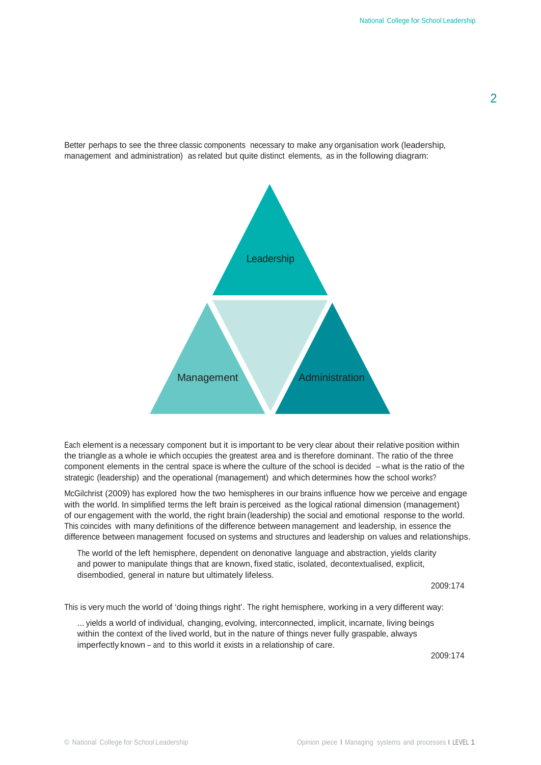Better perhaps to see the three classic components necessary to make any organisation work (leadership, management and administration) as related but quite distinct elements, as in the following diagram:

Leadership

Management

Administration

Each element is a necessary component but it is important to be very clear about their relative position within the triangle as a whole ie which occupies the greatest area and is therefore dominant. The ratio of the three component elements in the central space is where the culture of the school is decided – what is the ratio of the strategic (leadership) and the operational (management) and which determines how the school works?

McGilchrist (2009) has explored how the two hemispheres in our brains influence how we perceive and engage with the world. In simplified terms the left brain is perceived as the logical rational dimension (management) of our engagement with the world, the right brain (leadership) the social and emotional response to the world. This coincides with many definitions of the difference between management and leadership, in essence the difference between management focused on systems and structures and leadership on values and relationships.

> The world of the left hemisphere, dependent on denonative language and abstraction, yields clarity and power to manipulate things that are known, fixed static, isolated, decontextualised, explicit, disembodied, general in nature but ultimately lifeless.
>
> 2009:174

This is very much the world of 'doing things right'. The right hemisphere, working in a very different way:

> ... yields a world of individual, changing, evolving, interconnected, implicit, incarnate, living beings within the context of the lived world, but in the nature of things never fully graspable, always imperfectly known – and to this world it exists in a relationship of care.
>
> 2009:174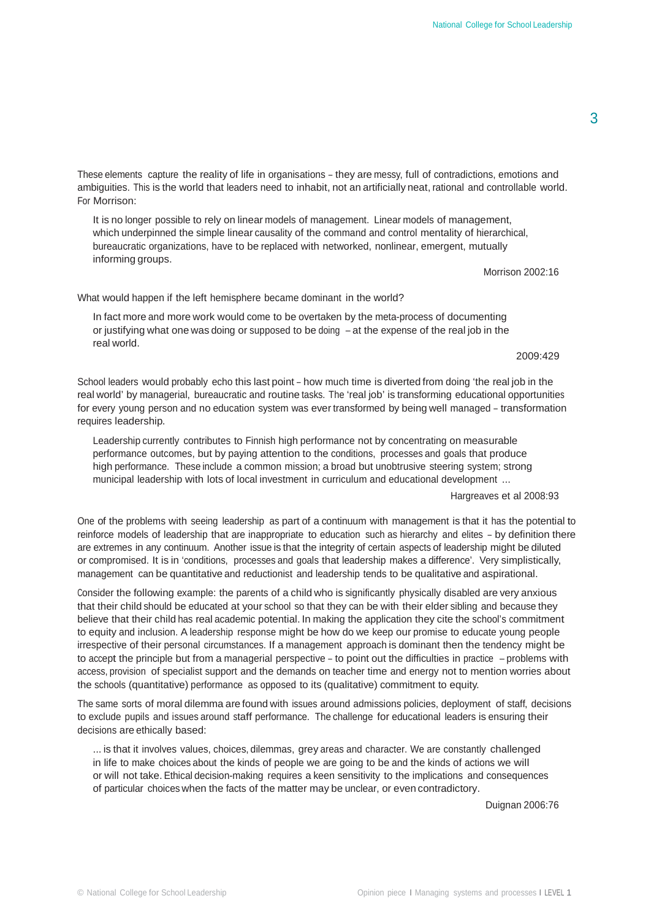These elements capture the reality of life in organisations – they are messy, full of contradictions, emotions and ambiguities. This is the world that leaders need to inhabit, not an artificially neat, rational and controllable world. For Morrison:

> It is no longer possible to rely on linear models of management. Linear models of management, which underpinned the simple linear causality of the command and control mentality of hierarchical, bureaucratic organizations, have to be replaced with networked, nonlinear, emergent, mutually informing groups.
>
> Morrison 2002:16

What would happen if the left hemisphere became dominant in the world?

> In fact more and more work would come to be overtaken by the meta-process of documenting or justifying what one was doing or supposed to be doing – at the expense of the real job in the real world.
>
> 2009:429

School leaders would probably echo this last point – how much time is diverted from doing 'the real job in the real world' by managerial, bureaucratic and routine tasks. The 'real job' is transforming educational opportunities for every young person and no education system was ever transformed by being well managed – transformation requires leadership.

> Leadership currently contributes to Finnish high performance not by concentrating on measurable performance outcomes, but by paying attention to the conditions, processes and goals that produce high performance. These include a common mission; a broad but unobtrusive steering system; strong municipal leadership with lots of local investment in curriculum and educational development ...
>
> Hargreaves et al 2008:93

One of the problems with seeing leadership as part of a continuum with management is that it has the potential to reinforce models of leadership that are inappropriate to education such as hierarchy and elites – by definition there are extremes in any continuum. Another issue is that the integrity of certain aspects of leadership might be diluted or compromised. It is in 'conditions, processes and goals that leadership makes a difference'. Very simplistically, management can be quantitative and reductionist and leadership tends to be qualitative and aspirational.

Consider the following example: the parents of a child who is significantly physically disabled are very anxious that their child should be educated at your school so that they can be with their elder sibling and because they believe that their child has real academic potential. In making the application they cite the school's commitment to equity and inclusion. A leadership response might be how do we keep our promise to educate young people irrespective of their personal circumstances. If a management approach is dominant then the tendency might be to accept the principle but from a managerial perspective – to point out the difficulties in practice – problems with access, provision of specialist support and the demands on teacher time and energy not to mention worries about the schools (quantitative) performance as opposed to its (qualitative) commitment to equity.

The same sorts of moral dilemma are found with issues around admissions policies, deployment of staff, decisions to exclude pupils and issues around staff performance. The challenge for educational leaders is ensuring their decisions are ethically based:

> ... is that it involves values, choices, dilemmas, grey areas and character. We are constantly challenged in life to make choices about the kinds of people we are going to be and the kinds of actions we will or will not take. Ethical decision-making requires a keen sensitivity to the implications and consequences of particular choices when the facts of the matter may be unclear, or even contradictory.
>
> Duignan 2006:76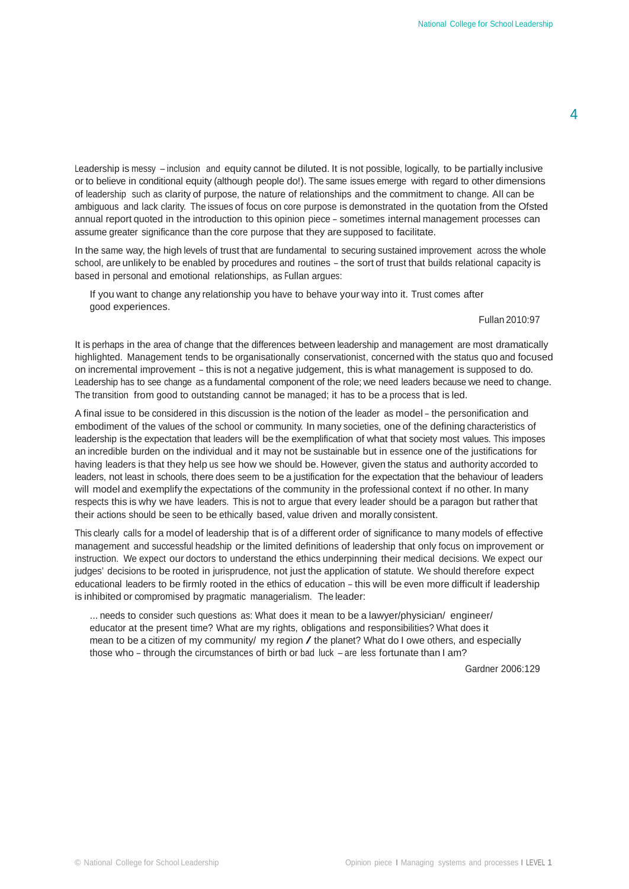Leadership is messy – inclusion and equity cannot be diluted. It is not possible, logically, to be partially inclusive or to believe in conditional equity (although people do!). The same issues emerge with regard to other dimensions of leadership such as clarity of purpose, the nature of relationships and the commitment to change. All can be ambiguous and lack clarity. The issues of focus on core purpose is demonstrated in the quotation from the Ofsted annual report quoted in the introduction to this opinion piece – sometimes internal management processes can assume greater significance than the core purpose that they are supposed to facilitate.

In the same way, the high levels of trust that are fundamental to securing sustained improvement across the whole school, are unlikely to be enabled by procedures and routines – the sort of trust that builds relational capacity is based in personal and emotional relationships, as Fullan argues:

> If you want to change any relationship you have to behave your way into it. Trust comes after good experiences.
>
> Fullan 2010:97

It is perhaps in the area of change that the differences between leadership and management are most dramatically highlighted. Management tends to be organisationally conservationist, concerned with the status quo and focused on incremental improvement – this is not a negative judgement, this is what management is supposed to do. Leadership has to see change as a fundamental component of the role; we need leaders because we need to change. The transition from good to outstanding cannot be managed; it has to be a process that is led.

A final issue to be considered in this discussion is the notion of the leader as model – the personification and embodiment of the values of the school or community. In many societies, one of the defining characteristics of leadership is the expectation that leaders will be the exemplification of what that society most values. This imposes an incredible burden on the individual and it may not be sustainable but in essence one of the justifications for having leaders is that they help us see how we should be. However, given the status and authority accorded to leaders, not least in schools, there does seem to be a justification for the expectation that the behaviour of leaders will model and exemplify the expectations of the community in the professional context if no other. In many respects this is why we have leaders. This is not to argue that every leader should be a paragon but rather that their actions should be seen to be ethically based, value driven and morally consistent.

This clearly calls for a model of leadership that is of a different order of significance to many models of effective management and successful headship or the limited definitions of leadership that only focus on improvement or instruction. We expect our doctors to understand the ethics underpinning their medical decisions. We expect our judges' decisions to be rooted in jurisprudence, not just the application of statute. We should therefore expect educational leaders to be firmly rooted in the ethics of education – this will be even more difficult if leadership is inhibited or compromised by pragmatic managerialism. The leader:

> ... needs to consider such questions as: What does it mean to be a lawyer/physician/ engineer/ educator at the present time? What are my rights, obligations and responsibilities? What does it mean to be a citizen of my community/ my region / the planet? What do I owe others, and especially those who – through the circumstances of birth or bad luck – are less fortunate than I am?
>
> Gardner 2006:129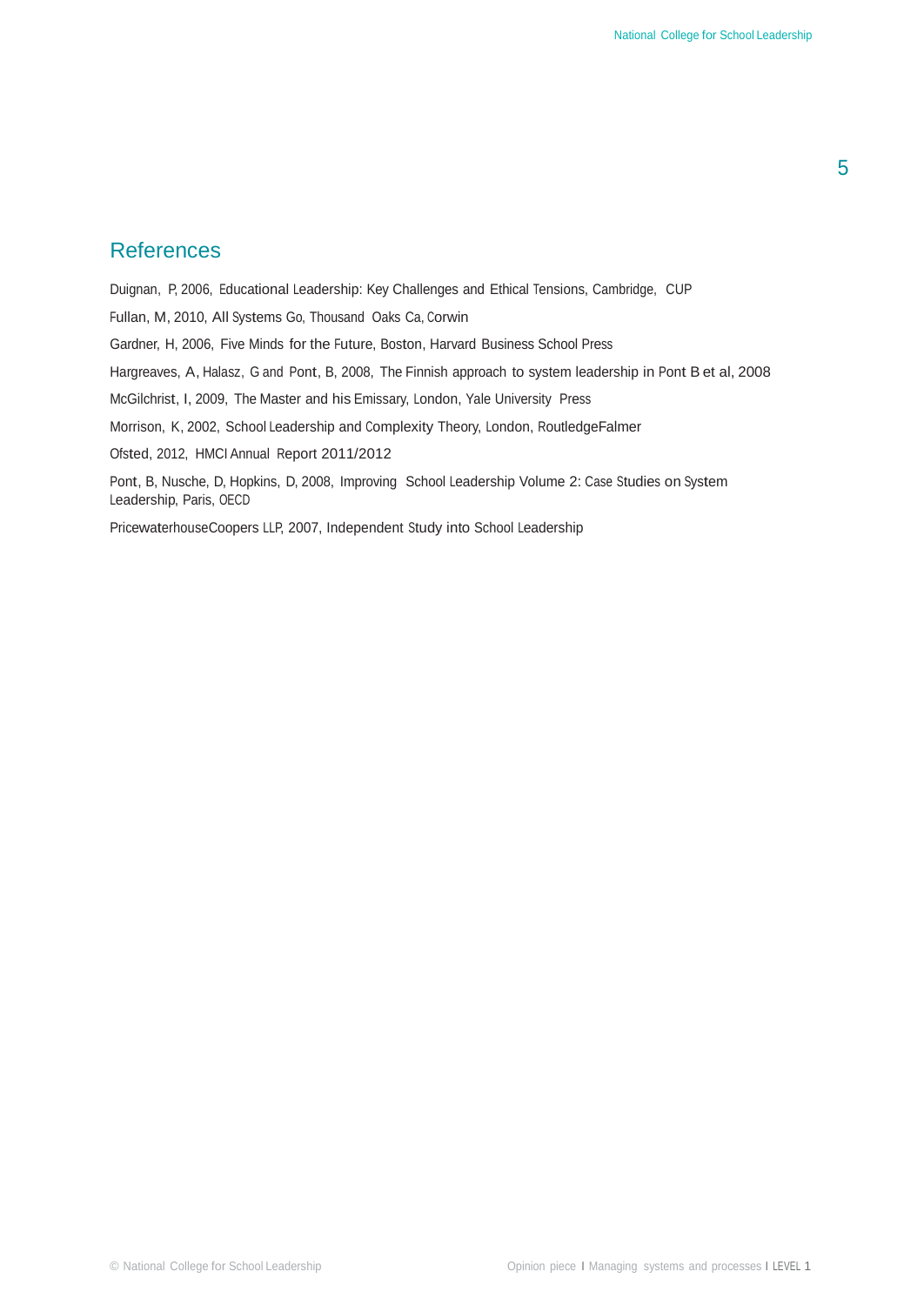## References

Duignan, P, 2006, Educational Leadership: Key Challenges and Ethical Tensions, Cambridge, CUP

Fullan, M, 2010, All Systems Go, Thousand Oaks Ca, Corwin

Gardner, H, 2006, Five Minds for the Future, Boston, Harvard Business School Press

Hargreaves, A, Halasz, G and Pont, B, 2008, The Finnish approach to system leadership in Pont B et al, 2008

McGilchrist, I, 2009, The Master and his Emissary, London, Yale University Press

Morrison, K, 2002, School Leadership and Complexity Theory, London, RoutledgeFalmer

Ofsted, 2012, HMCI Annual Report 2011/2012

Pont, B, Nusche, D, Hopkins, D, 2008, Improving School Leadership Volume 2: Case Studies on System Leadership, Paris, OECD

PricewaterhouseCoopers LLP, 2007, Independent Study into School Leadership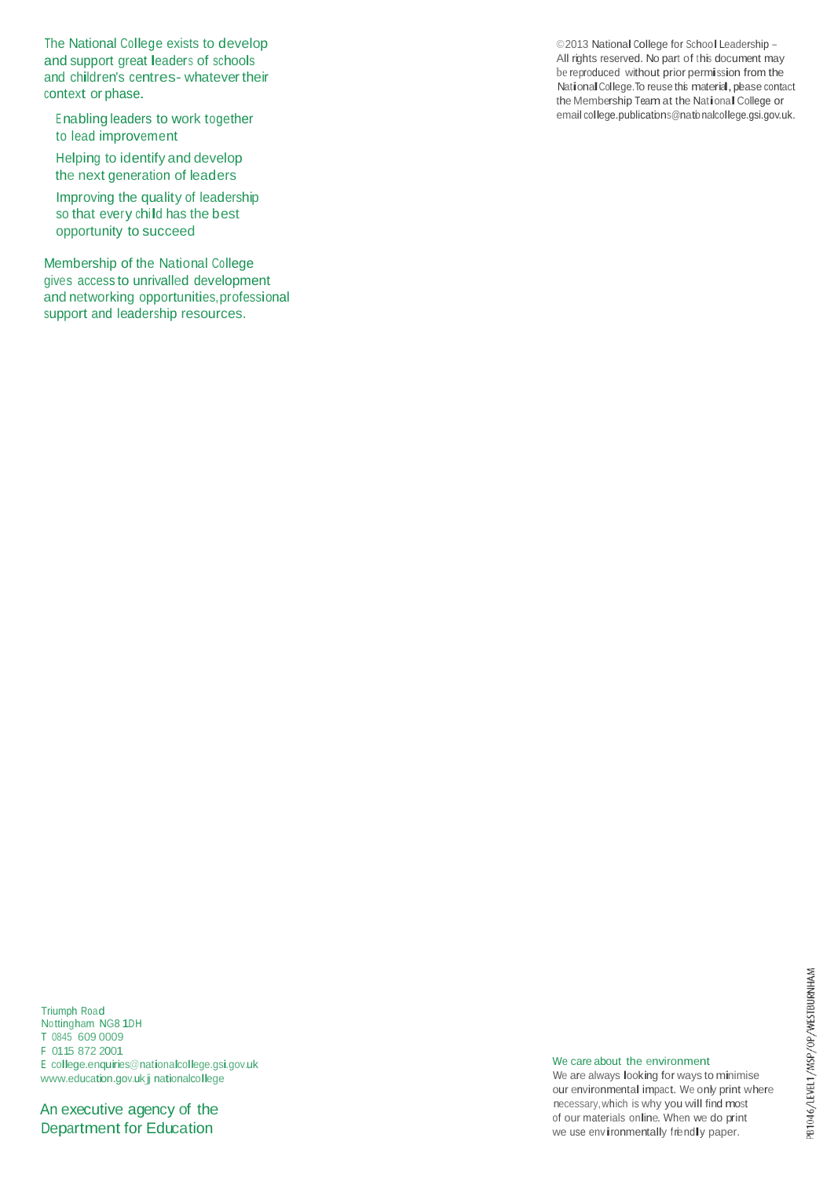The National College exists to develop and support great leaders of schools and children's centres - whatever their context or phase.

- Enabling leaders to work together to lead improvement
- Helping to identify and develop the next generation of leaders
- Improving the quality of leadership so that every child has the best opportunity to succeed

Membership of the National College gives access to unrivalled development and networking opportunities, professional support and leadership resources.

©2013 National College for School Leadership – All rights reserved. No part of this document may be reproduced without prior permission from the National College. To reuse this material, please contact the Membership Team at the National College or email college.publications@nationalcollege.gsi.gov.uk.

Triumph Road
Nottingham NG8 1DH
T 0845 609 0009
F 0115 872 2001
E college.enquiries@nationalcollege.gsi.gov.uk
www.education.gov.uk/nationalcollege

An executive agency of the Department for Education

We care about the environment

We are always looking for ways to minimise our environmental impact. We only print where necessary, which is why you will find most of our materials online. When we do print we use environmentally friendly paper.

PB1046/LEVEL1/MSP/0P/WESTBURNHAM